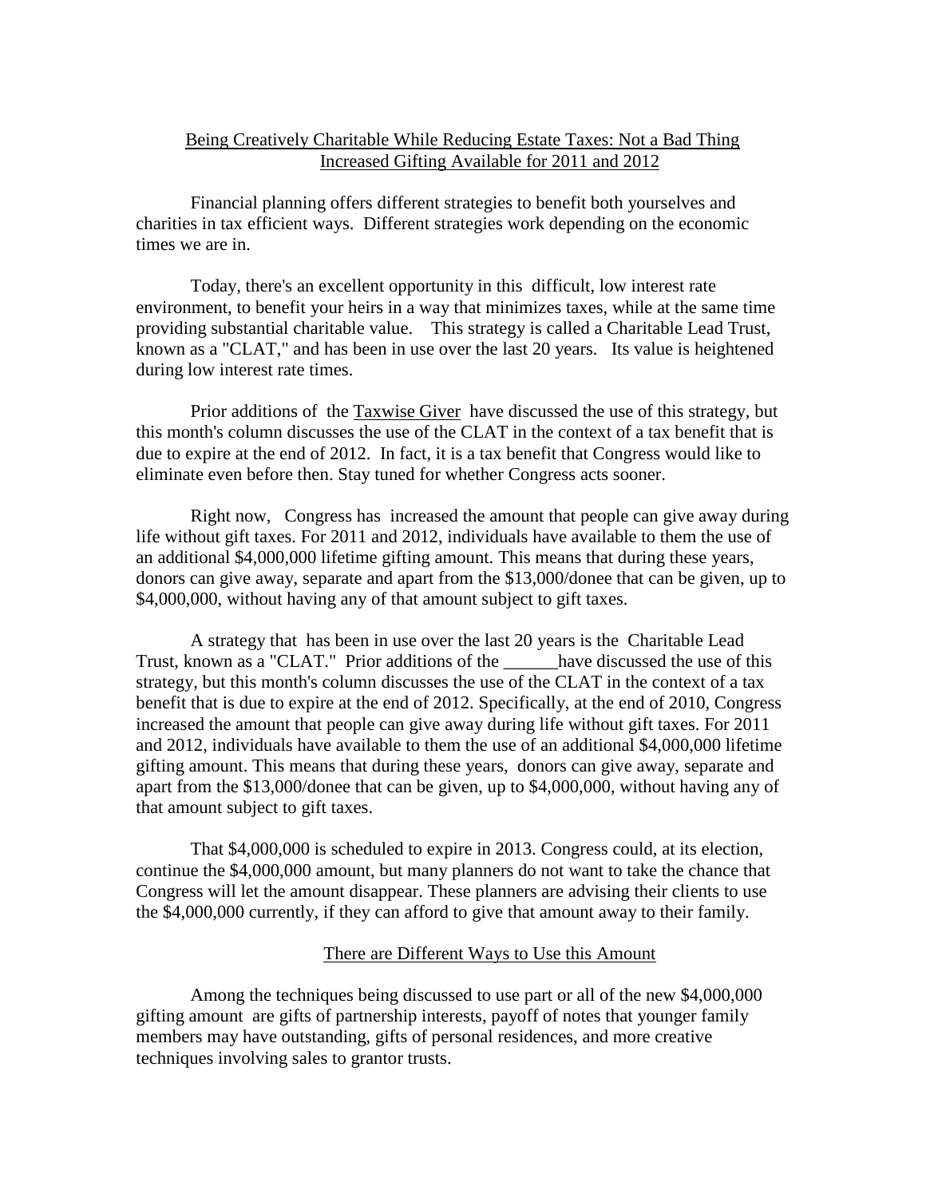# Being Creatively Charitable While Reducing Estate Taxes: Not a Bad Thing
## Increased Gifting Available for 2011 and 2012

Financial planning offers different strategies to benefit both yourselves and charities in tax efficient ways. Different strategies work depending on the economic times we are in.

Today, there's an excellent opportunity in this difficult, low interest rate environment, to benefit your heirs in a way that minimizes taxes, while at the same time providing substantial charitable value. This strategy is called a Charitable Lead Trust, known as a "CLAT," and has been in use over the last 20 years. Its value is heightened during low interest rate times.

Prior additions of the Taxwise Giver have discussed the use of this strategy, but this month's column discusses the use of the CLAT in the context of a tax benefit that is due to expire at the end of 2012. In fact, it is a tax benefit that Congress would like to eliminate even before then. Stay tuned for whether Congress acts sooner.

Right now, Congress has increased the amount that people can give away during life without gift taxes. For 2011 and 2012, individuals have available to them the use of an additional $4,000,000 lifetime gifting amount. This means that during these years, donors can give away, separate and apart from the $13,000/donee that can be given, up to $4,000,000, without having any of that amount subject to gift taxes.

A strategy that has been in use over the last 20 years is the Charitable Lead Trust, known as a "CLAT." Prior additions of the ______have discussed the use of this strategy, but this month's column discusses the use of the CLAT in the context of a tax benefit that is due to expire at the end of 2012. Specifically, at the end of 2010, Congress increased the amount that people can give away during life without gift taxes. For 2011 and 2012, individuals have available to them the use of an additional $4,000,000 lifetime gifting amount. This means that during these years, donors can give away, separate and apart from the $13,000/donee that can be given, up to $4,000,000, without having any of that amount subject to gift taxes.

That $4,000,000 is scheduled to expire in 2013. Congress could, at its election, continue the $4,000,000 amount, but many planners do not want to take the chance that Congress will let the amount disappear. These planners are advising their clients to use the $4,000,000 currently, if they can afford to give that amount away to their family.

### There are Different Ways to Use this Amount

Among the techniques being discussed to use part or all of the new $4,000,000 gifting amount are gifts of partnership interests, payoff of notes that younger family members may have outstanding, gifts of personal residences, and more creative techniques involving sales to grantor trusts.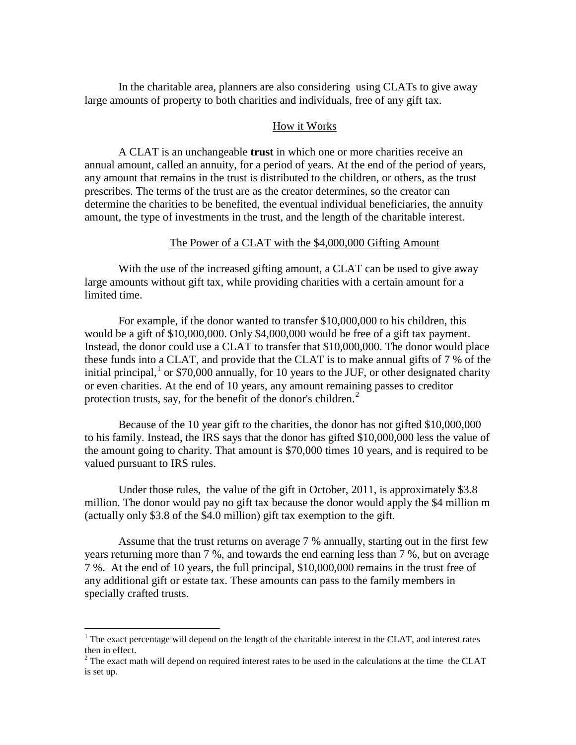In the charitable area, planners are also considering using CLATs to give away large amounts of property to both charities and individuals, free of any gift tax.

## How it Works

A CLAT is an unchangeable **trust** in which one or more charities receive an annual amount, called an annuity, for a period of years. At the end of the period of years, any amount that remains in the trust is distributed to the children, or others, as the trust prescribes. The terms of the trust are as the creator determines, so the creator can determine the charities to be benefited, the eventual individual beneficiaries, the annuity amount, the type of investments in the trust, and the length of the charitable interest.

## The Power of a CLAT with the $4,000,000 Gifting Amount

With the use of the increased gifting amount, a CLAT can be used to give away large amounts without gift tax, while providing charities with a certain amount for a limited time.

For example, if the donor wanted to transfer $10,000,000 to his children, this would be a gift of $10,000,000. Only $4,000,000 would be free of a gift tax payment. Instead, the donor could use a CLAT to transfer that $10,000,000. The donor would place these funds into a CLAT, and provide that the CLAT is to make annual gifts of 7 % of the initial principal,[1] or $70,000 annually, for 10 years to the JUF, or other designated charity or even charities. At the end of 10 years, any amount remaining passes to creditor protection trusts, say, for the benefit of the donor's children.[2]

Because of the 10 year gift to the charities, the donor has not gifted $10,000,000 to his family. Instead, the IRS says that the donor has gifted $10,000,000 less the value of the amount going to charity. That amount is $70,000 times 10 years, and is required to be valued pursuant to IRS rules.

Under those rules, the value of the gift in October, 2011, is approximately $3.8 million. The donor would pay no gift tax because the donor would apply the $4 million m (actually only $3.8 of the $4.0 million) gift tax exemption to the gift.

Assume that the trust returns on average 7 % annually, starting out in the first few years returning more than 7 %, and towards the end earning less than 7 %, but on average 7 %. At the end of 10 years, the full principal, $10,000,000 remains in the trust free of any additional gift or estate tax. These amounts can pass to the family members in specially crafted trusts.

---

[1] The exact percentage will depend on the length of the charitable interest in the CLAT, and interest rates then in effect.

[2] The exact math will depend on required interest rates to be used in the calculations at the time the CLAT is set up.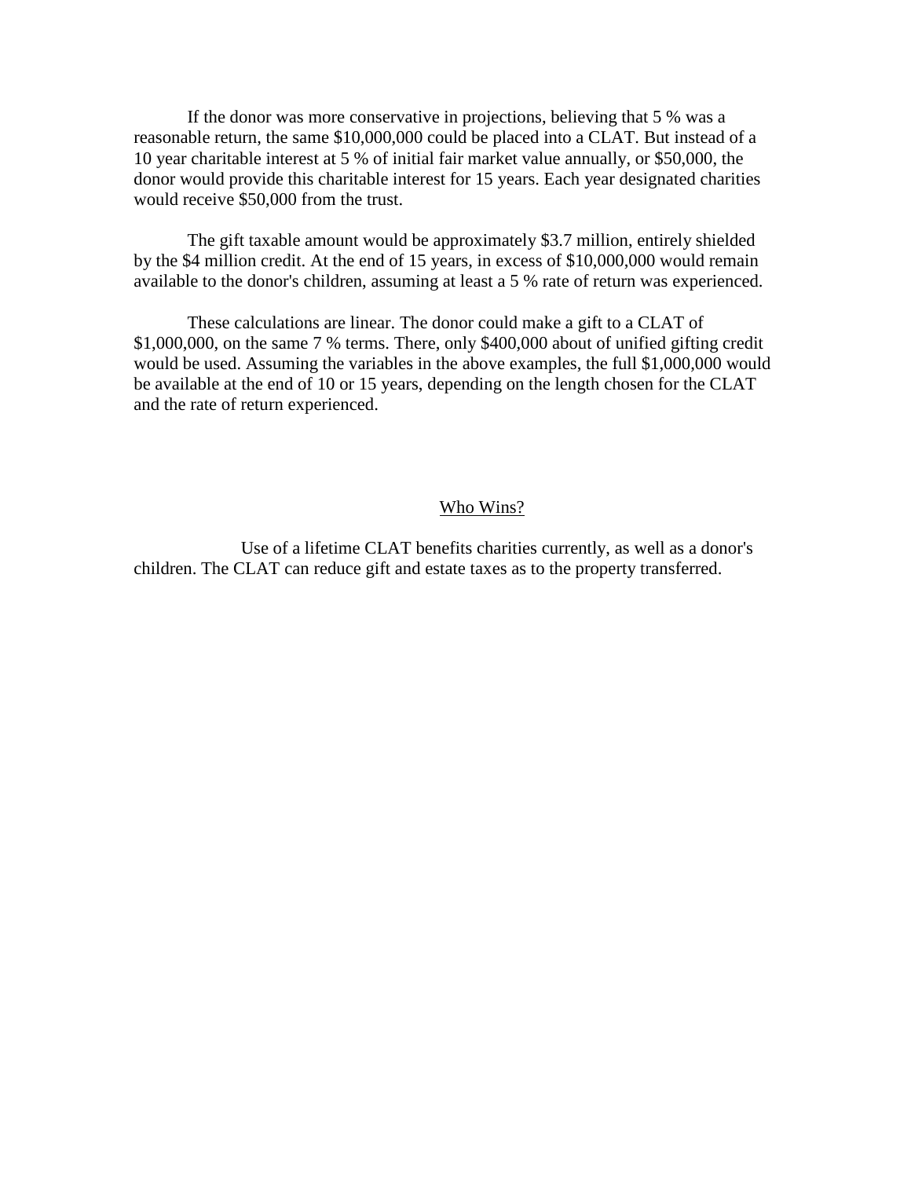If the donor was more conservative in projections, believing that 5 % was a reasonable return, the same $10,000,000 could be placed into a CLAT. But instead of a 10 year charitable interest at 5 % of initial fair market value annually, or $50,000, the donor would provide this charitable interest for 15 years. Each year designated charities would receive $50,000 from the trust.

The gift taxable amount would be approximately $3.7 million, entirely shielded by the $4 million credit. At the end of 15 years, in excess of $10,000,000 would remain available to the donor's children, assuming at least a 5 % rate of return was experienced.

These calculations are linear. The donor could make a gift to a CLAT of $1,000,000, on the same 7 % terms. There, only $400,000 about of unified gifting credit would be used. Assuming the variables in the above examples, the full $1,000,000 would be available at the end of 10 or 15 years, depending on the length chosen for the CLAT and the rate of return experienced.

## Who Wins?

Use of a lifetime CLAT benefits charities currently, as well as a donor's children. The CLAT can reduce gift and estate taxes as to the property transferred.